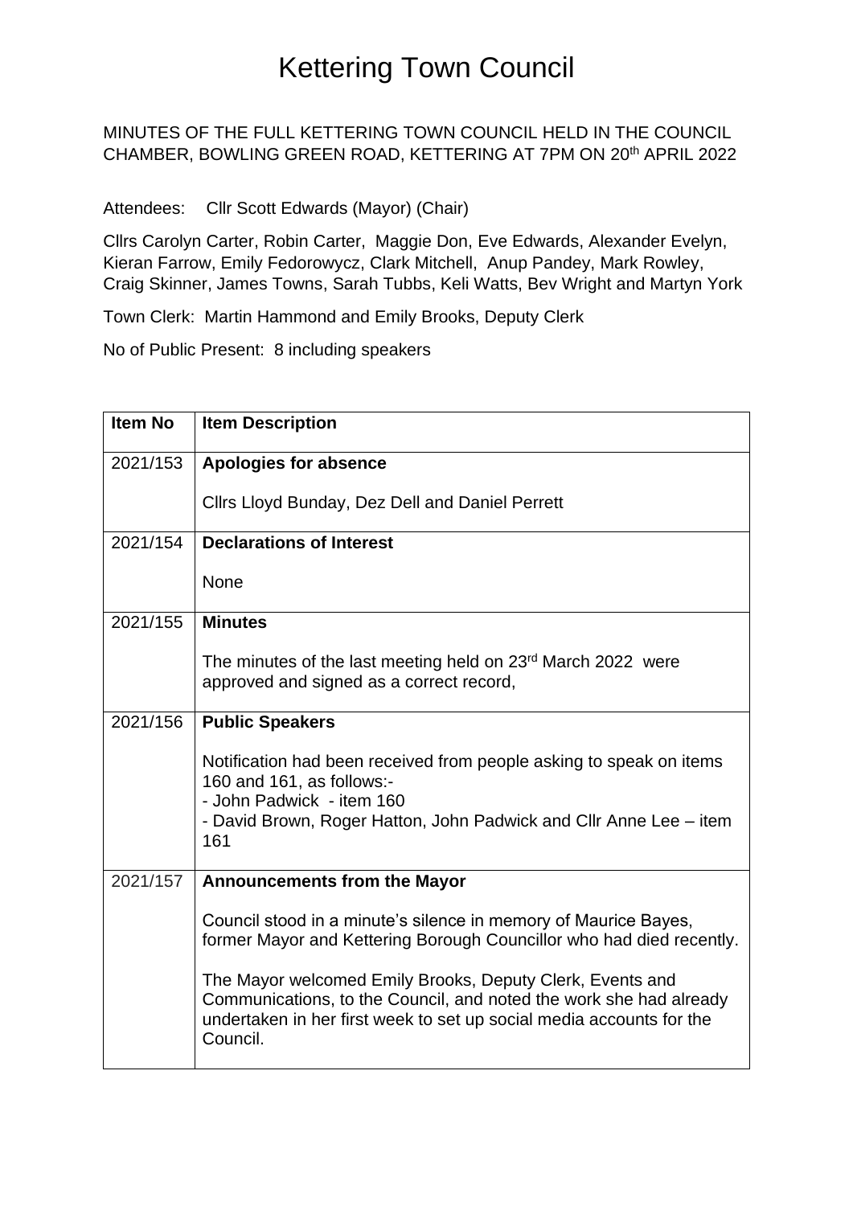# Kettering Town Council

MINUTES OF THE FULL KETTERING TOWN COUNCIL HELD IN THE COUNCIL CHAMBER, BOWLING GREEN ROAD, KETTERING AT 7PM ON 20th APRIL 2022

Attendees: Cllr Scott Edwards (Mayor) (Chair)

Cllrs Carolyn Carter, Robin Carter, Maggie Don, Eve Edwards, Alexander Evelyn, Kieran Farrow, Emily Fedorowycz, Clark Mitchell, Anup Pandey, Mark Rowley, Craig Skinner, James Towns, Sarah Tubbs, Keli Watts, Bev Wright and Martyn York

Town Clerk: Martin Hammond and Emily Brooks, Deputy Clerk

No of Public Present: 8 including speakers

| Item No | Item Description |
|---|---|
| 2021/153 | **Apologies for absence**<br><br>Cllrs Lloyd Bunday, Dez Dell and Daniel Perrett |
| 2021/154 | **Declarations of Interest**<br><br>None |
| 2021/155 | **Minutes**<br><br>The minutes of the last meeting held on 23rd March 2022 were approved and signed as a correct record, |
| 2021/156 | **Public Speakers**<br><br>Notification had been received from people asking to speak on items 160 and 161, as follows:-<br>- John Padwick - item 160<br>- David Brown, Roger Hatton, John Padwick and Cllr Anne Lee – item 161 |
| 2021/157 | **Announcements from the Mayor**<br><br>Council stood in a minute's silence in memory of Maurice Bayes, former Mayor and Kettering Borough Councillor who had died recently.<br><br>The Mayor welcomed Emily Brooks, Deputy Clerk, Events and Communications, to the Council, and noted the work she had already undertaken in her first week to set up social media accounts for the Council. |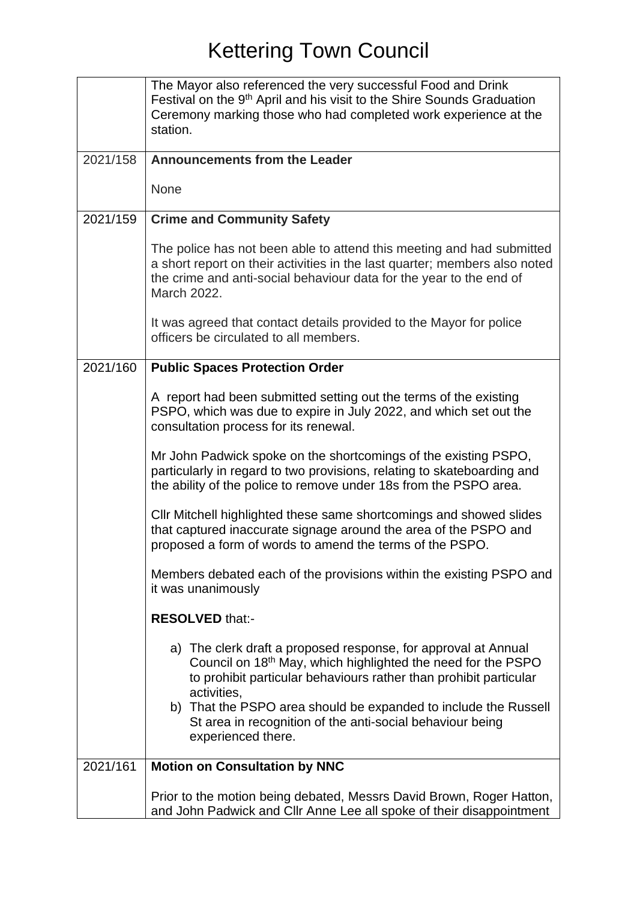# Kettering Town Council

| | |
|---|---|
| | The Mayor also referenced the very successful Food and Drink Festival on the 9th April and his visit to the Shire Sounds Graduation Ceremony marking those who had completed work experience at the station. |
| 2021/158 | **Announcements from the Leader**<br><br>None |
| 2021/159 | **Crime and Community Safety**<br><br>The police has not been able to attend this meeting and had submitted a short report on their activities in the last quarter; members also noted the crime and anti-social behaviour data for the year to the end of March 2022.<br><br>It was agreed that contact details provided to the Mayor for police officers be circulated to all members. |
| 2021/160 | **Public Spaces Protection Order**<br><br>A report had been submitted setting out the terms of the existing PSPO, which was due to expire in July 2022, and which set out the consultation process for its renewal.<br><br>Mr John Padwick spoke on the shortcomings of the existing PSPO, particularly in regard to two provisions, relating to skateboarding and the ability of the police to remove under 18s from the PSPO area.<br><br>Cllr Mitchell highlighted these same shortcomings and showed slides that captured inaccurate signage around the area of the PSPO and proposed a form of words to amend the terms of the PSPO.<br><br>Members debated each of the provisions within the existing PSPO and it was unanimously<br><br>**RESOLVED** that:-<br><br>a) The clerk draft a proposed response, for approval at Annual Council on 18th May, which highlighted the need for the PSPO to prohibit particular behaviours rather than prohibit particular activities,<br>b) That the PSPO area should be expanded to include the Russell St area in recognition of the anti-social behaviour being experienced there. |
| 2021/161 | **Motion on Consultation by NNC**<br><br>Prior to the motion being debated, Messrs David Brown, Roger Hatton, and John Padwick and Cllr Anne Lee all spoke of their disappointment |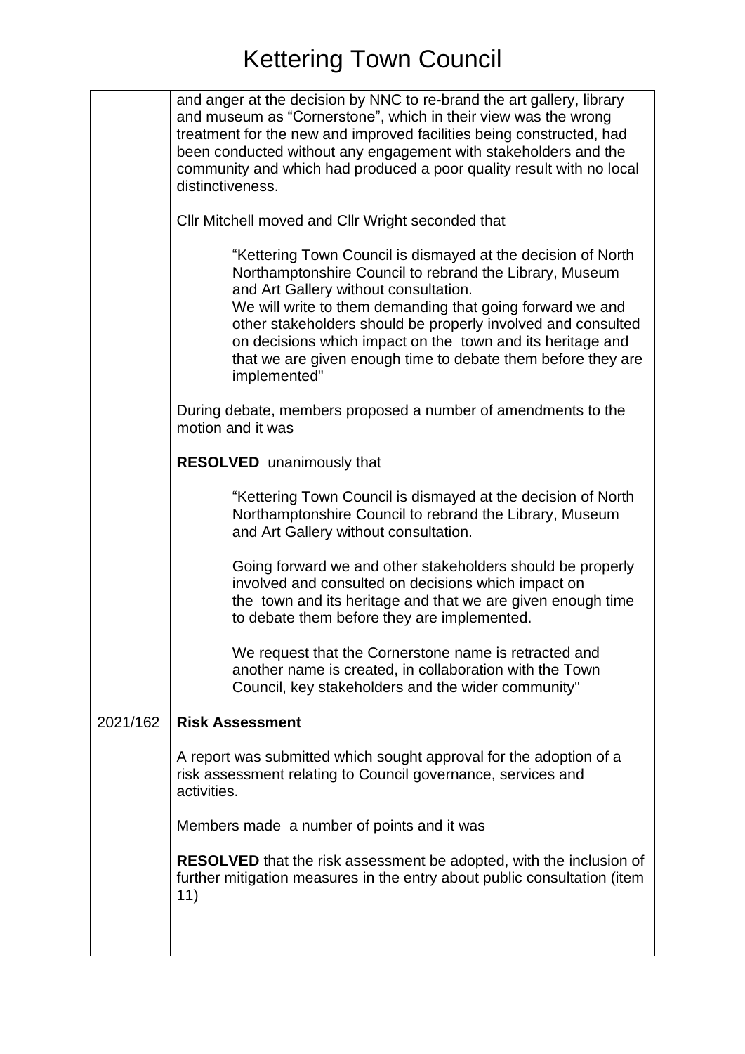| | |
|---|---|
| | and anger at the decision by NNC to re-brand the art gallery, library and museum as "Cornerstone", which in their view was the wrong treatment for the new and improved facilities being constructed, had been conducted without any engagement with stakeholders and the community and which had produced a poor quality result with no local distinctiveness.<br><br>Cllr Mitchell moved and Cllr Wright seconded that<br><br>"Kettering Town Council is dismayed at the decision of North Northamptonshire Council to rebrand the Library, Museum and Art Gallery without consultation.<br>We will write to them demanding that going forward we and other stakeholders should be properly involved and consulted on decisions which impact on the town and its heritage and that we are given enough time to debate them before they are implemented"<br><br>During debate, members proposed a number of amendments to the motion and it was<br><br>**RESOLVED** unanimously that<br><br>"Kettering Town Council is dismayed at the decision of North Northamptonshire Council to rebrand the Library, Museum and Art Gallery without consultation.<br><br>Going forward we and other stakeholders should be properly involved and consulted on decisions which impact on the town and its heritage and that we are given enough time to debate them before they are implemented.<br><br>We request that the Cornerstone name is retracted and another name is created, in collaboration with the Town Council, key stakeholders and the wider community" |
| 2021/162 | **Risk Assessment**<br><br>A report was submitted which sought approval for the adoption of a risk assessment relating to Council governance, services and activities.<br><br>Members made a number of points and it was<br><br>**RESOLVED** that the risk assessment be adopted, with the inclusion of further mitigation measures in the entry about public consultation (item 11) |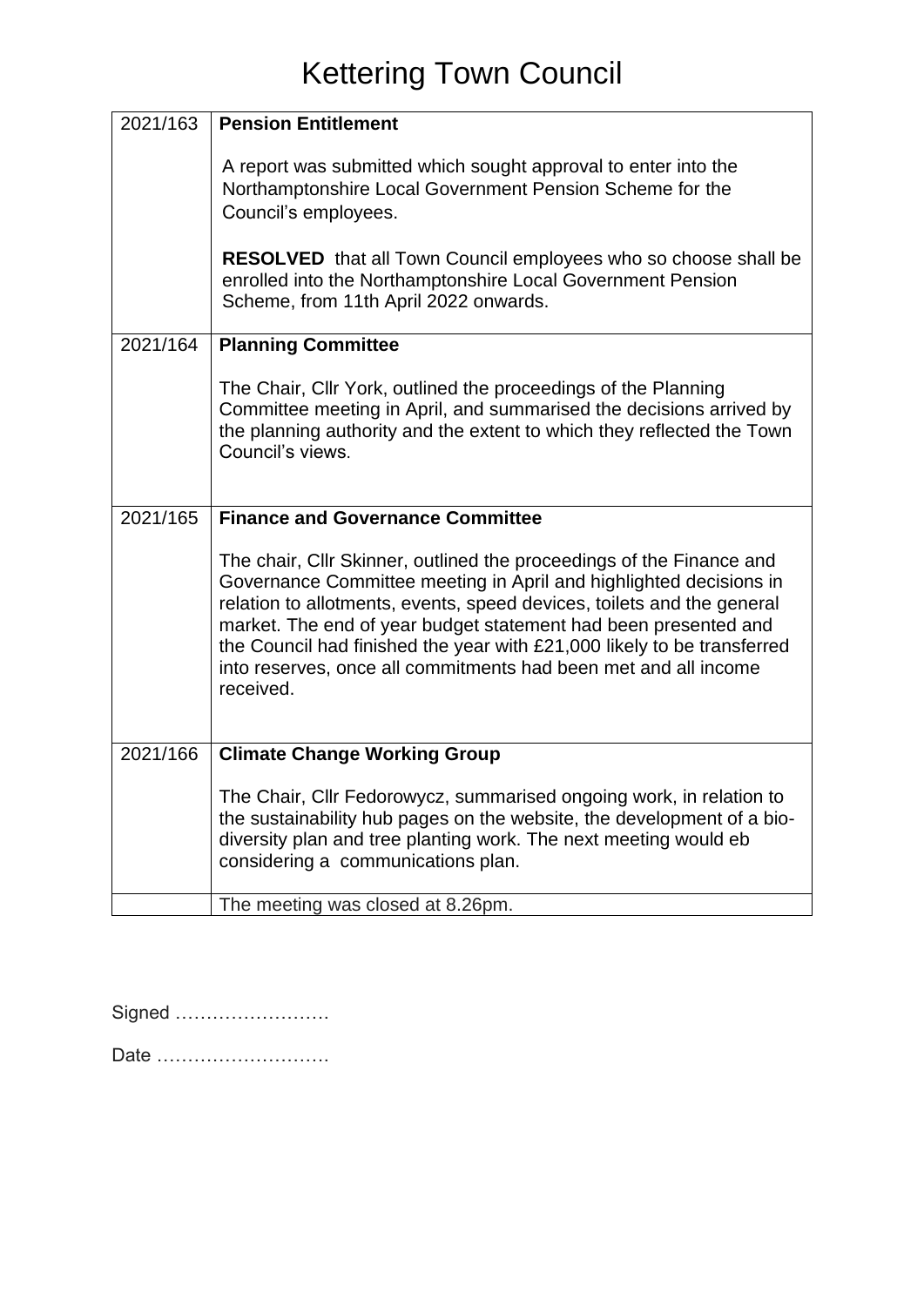# Kettering Town Council

| | |
|---|---|
| 2021/163 | **Pension Entitlement**<br><br>A report was submitted which sought approval to enter into the Northamptonshire Local Government Pension Scheme for the Council's employees.<br><br>**RESOLVED** that all Town Council employees who so choose shall be enrolled into the Northamptonshire Local Government Pension Scheme, from 11th April 2022 onwards. |
| 2021/164 | **Planning Committee**<br><br>The Chair, Cllr York, outlined the proceedings of the Planning Committee meeting in April, and summarised the decisions arrived by the planning authority and the extent to which they reflected the Town Council's views. |
| 2021/165 | **Finance and Governance Committee**<br><br>The chair, Cllr Skinner, outlined the proceedings of the Finance and Governance Committee meeting in April and highlighted decisions in relation to allotments, events, speed devices, toilets and the general market. The end of year budget statement had been presented and the Council had finished the year with £21,000 likely to be transferred into reserves, once all commitments had been met and all income received. |
| 2021/166 | **Climate Change Working Group**<br><br>The Chair, Cllr Fedorowycz, summarised ongoing work, in relation to the sustainability hub pages on the website, the development of a bio-diversity plan and tree planting work. The next meeting would eb considering a communications plan. |
| | The meeting was closed at 8.26pm. |

Signed …………………….

Date ……………………….